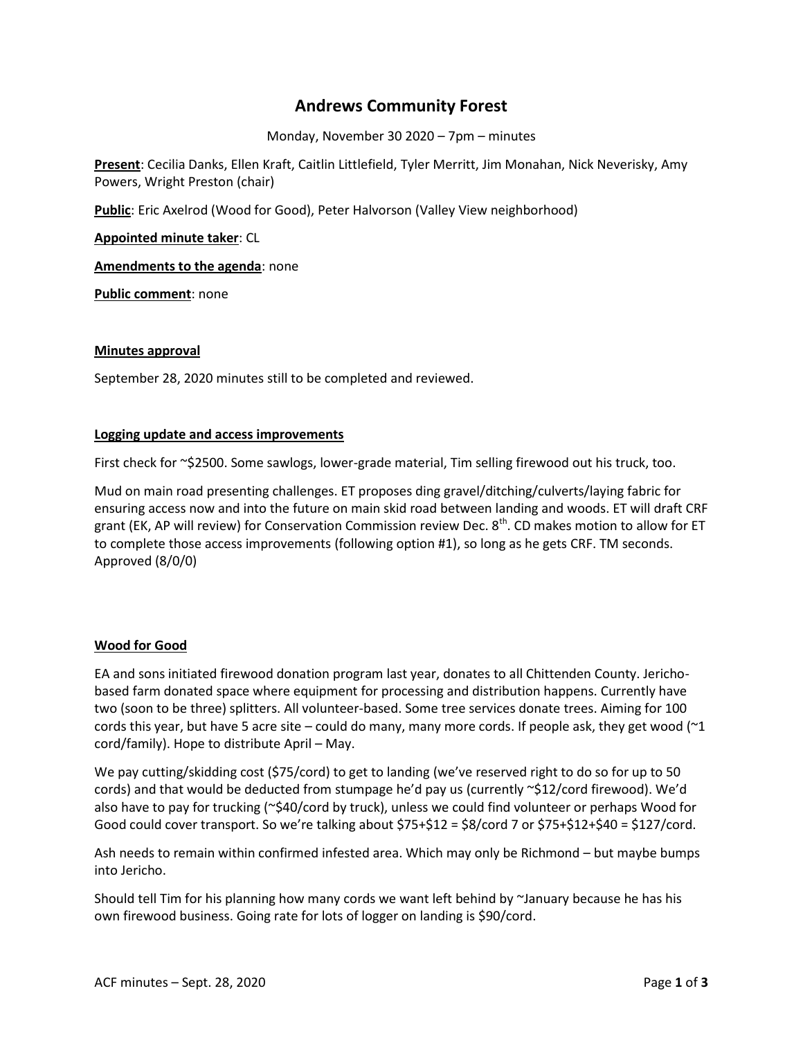# Andrews Community Forest

Monday, November 30 2020 – 7pm – minutes

**Present**: Cecilia Danks, Ellen Kraft, Caitlin Littlefield, Tyler Merritt, Jim Monahan, Nick Neverisky, Amy Powers, Wright Preston (chair)

**Public**: Eric Axelrod (Wood for Good), Peter Halvorson (Valley View neighborhood)

**Appointed minute taker**: CL

**Amendments to the agenda**: none

**Public comment**: none

**Minutes approval**

September 28, 2020 minutes still to be completed and reviewed.

**Logging update and access improvements**

First check for ~$2500. Some sawlogs, lower-grade material, Tim selling firewood out his truck, too.

Mud on main road presenting challenges. ET proposes ding gravel/ditching/culverts/laying fabric for ensuring access now and into the future on main skid road between landing and woods. ET will draft CRF grant (EK, AP will review) for Conservation Commission review Dec. 8th. CD makes motion to allow for ET to complete those access improvements (following option #1), so long as he gets CRF. TM seconds. Approved (8/0/0)

**Wood for Good**

EA and sons initiated firewood donation program last year, donates to all Chittenden County. Jericho-based farm donated space where equipment for processing and distribution happens. Currently have two (soon to be three) splitters. All volunteer-based. Some tree services donate trees. Aiming for 100 cords this year, but have 5 acre site – could do many, many more cords. If people ask, they get wood (~1 cord/family). Hope to distribute April – May.

We pay cutting/skidding cost ($75/cord) to get to landing (we've reserved right to do so for up to 50 cords) and that would be deducted from stumpage he'd pay us (currently ~$12/cord firewood). We'd also have to pay for trucking (~$40/cord by truck), unless we could find volunteer or perhaps Wood for Good could cover transport. So we're talking about $75+$12 = $8/cord 7 or $75+$12+$40 = $127/cord.

Ash needs to remain within confirmed infested area. Which may only be Richmond – but maybe bumps into Jericho.

Should tell Tim for his planning how many cords we want left behind by ~January because he has his own firewood business. Going rate for lots of logger on landing is $90/cord.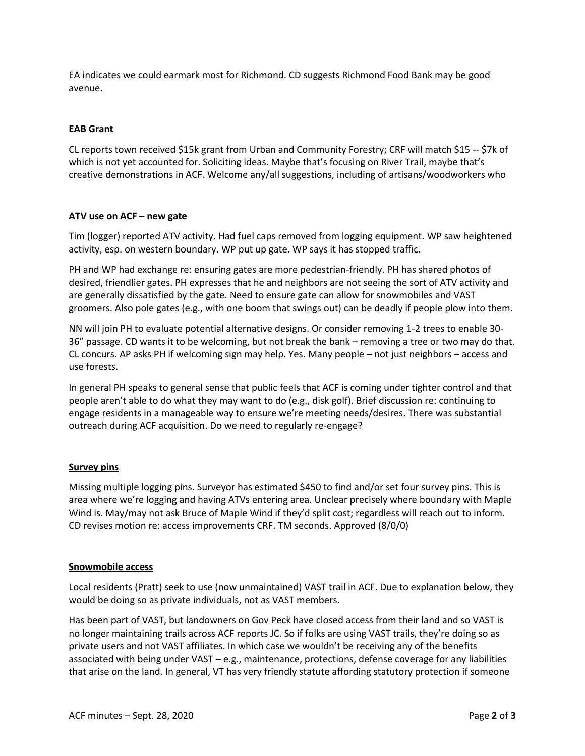EA indicates we could earmark most for Richmond. CD suggests Richmond Food Bank may be good avenue.

**EAB Grant**

CL reports town received $15k grant from Urban and Community Forestry; CRF will match $15 -- $7k of which is not yet accounted for. Soliciting ideas. Maybe that's focusing on River Trail, maybe that's creative demonstrations in ACF. Welcome any/all suggestions, including of artisans/woodworkers who

**ATV use on ACF – new gate**

Tim (logger) reported ATV activity. Had fuel caps removed from logging equipment. WP saw heightened activity, esp. on western boundary. WP put up gate. WP says it has stopped traffic.

PH and WP had exchange re: ensuring gates are more pedestrian-friendly. PH has shared photos of desired, friendlier gates. PH expresses that he and neighbors are not seeing the sort of ATV activity and are generally dissatisfied by the gate. Need to ensure gate can allow for snowmobiles and VAST groomers. Also pole gates (e.g., with one boom that swings out) can be deadly if people plow into them.

NN will join PH to evaluate potential alternative designs. Or consider removing 1-2 trees to enable 30-36" passage. CD wants it to be welcoming, but not break the bank – removing a tree or two may do that. CL concurs. AP asks PH if welcoming sign may help. Yes. Many people – not just neighbors – access and use forests.

In general PH speaks to general sense that public feels that ACF is coming under tighter control and that people aren't able to do what they may want to do (e.g., disk golf). Brief discussion re: continuing to engage residents in a manageable way to ensure we're meeting needs/desires. There was substantial outreach during ACF acquisition. Do we need to regularly re-engage?

**Survey pins**

Missing multiple logging pins. Surveyor has estimated $450 to find and/or set four survey pins. This is area where we're logging and having ATVs entering area. Unclear precisely where boundary with Maple Wind is. May/may not ask Bruce of Maple Wind if they'd split cost; regardless will reach out to inform. CD revises motion re: access improvements CRF. TM seconds. Approved (8/0/0)

**Snowmobile access**

Local residents (Pratt) seek to use (now unmaintained) VAST trail in ACF. Due to explanation below, they would be doing so as private individuals, not as VAST members.

Has been part of VAST, but landowners on Gov Peck have closed access from their land and so VAST is no longer maintaining trails across ACF reports JC. So if folks are using VAST trails, they're doing so as private users and not VAST affiliates. In which case we wouldn't be receiving any of the benefits associated with being under VAST – e.g., maintenance, protections, defense coverage for any liabilities that arise on the land. In general, VT has very friendly statute affording statutory protection if someone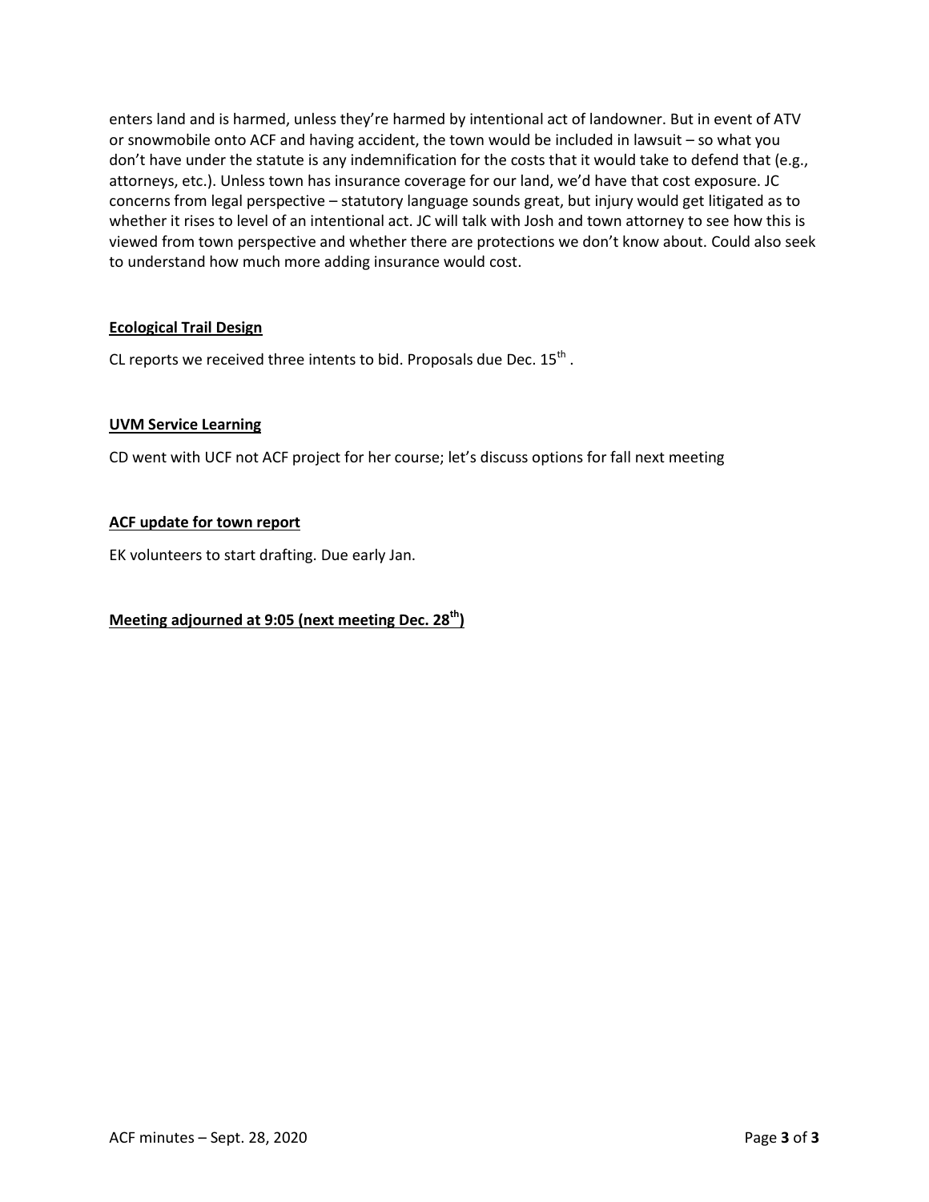enters land and is harmed, unless they're harmed by intentional act of landowner. But in event of ATV or snowmobile onto ACF and having accident, the town would be included in lawsuit – so what you don't have under the statute is any indemnification for the costs that it would take to defend that (e.g., attorneys, etc.). Unless town has insurance coverage for our land, we'd have that cost exposure. JC concerns from legal perspective – statutory language sounds great, but injury would get litigated as to whether it rises to level of an intentional act. JC will talk with Josh and town attorney to see how this is viewed from town perspective and whether there are protections we don't know about. Could also seek to understand how much more adding insurance would cost.

**Ecological Trail Design**

CL reports we received three intents to bid. Proposals due Dec. 15th .

**UVM Service Learning**

CD went with UCF not ACF project for her course; let's discuss options for fall next meeting

**ACF update for town report**

EK volunteers to start drafting. Due early Jan.

**Meeting adjourned at 9:05 (next meeting Dec. 28th)**